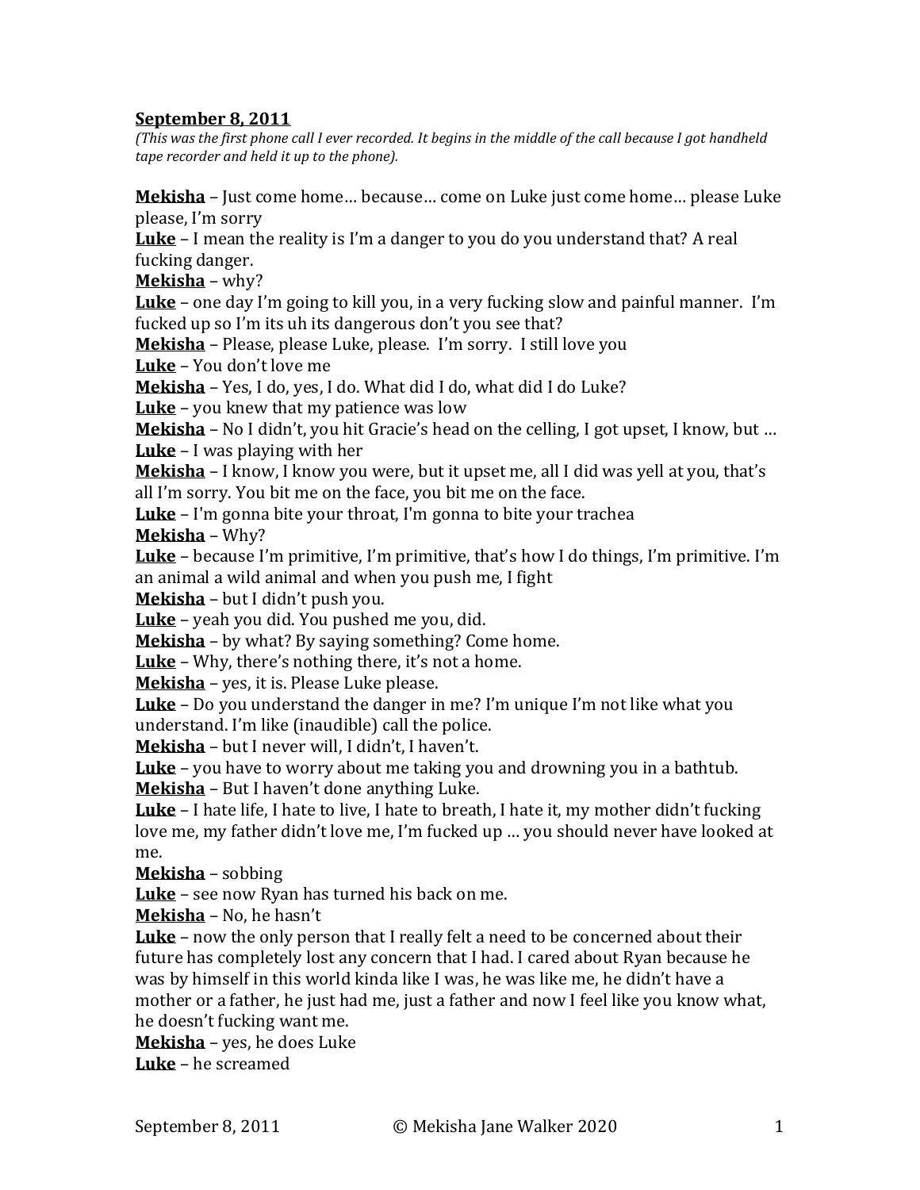**<u>September 8, 2011</u>**

*(This was the first phone call I ever recorded. It begins in the middle of the call because I got handheld tape recorder and held it up to the phone).*

**<u>Mekisha</u>** – Just come home… because… come on Luke just come home… please Luke please, I'm sorry

**<u>Luke</u>** – I mean the reality is I'm a danger to you do you understand that? A real fucking danger.

**<u>Mekisha</u>** – why?

**<u>Luke</u>** – one day I'm going to kill you, in a very fucking slow and painful manner. I'm fucked up so I'm its uh its dangerous don't you see that?

**<u>Mekisha</u>** – Please, please Luke, please. I'm sorry. I still love you

**<u>Luke</u>** – You don't love me

**<u>Mekisha</u>** – Yes, I do, yes, I do. What did I do, what did I do Luke?

**<u>Luke</u>** – you knew that my patience was low

**<u>Mekisha</u>** – No I didn't, you hit Gracie's head on the celling, I got upset, I know, but …

**<u>Luke</u>** – I was playing with her

**<u>Mekisha</u>** – I know, I know you were, but it upset me, all I did was yell at you, that's all I'm sorry. You bit me on the face, you bit me on the face.

**<u>Luke</u>** – I'm gonna bite your throat, I'm gonna to bite your trachea

**<u>Mekisha</u>** – Why?

**<u>Luke</u>** – because I'm primitive, I'm primitive, that's how I do things, I'm primitive. I'm an animal a wild animal and when you push me, I fight

**<u>Mekisha</u>** – but I didn't push you.

**<u>Luke</u>** – yeah you did. You pushed me you, did.

**<u>Mekisha</u>** – by what? By saying something? Come home.

**<u>Luke</u>** – Why, there's nothing there, it's not a home.

**<u>Mekisha</u>** – yes, it is. Please Luke please.

**<u>Luke</u>** – Do you understand the danger in me? I'm unique I'm not like what you understand. I'm like (inaudible) call the police.

**<u>Mekisha</u>** – but I never will, I didn't, I haven't.

**<u>Luke</u>** – you have to worry about me taking you and drowning you in a bathtub.

**<u>Mekisha</u>** – But I haven't done anything Luke.

**<u>Luke</u>** – I hate life, I hate to live, I hate to breath, I hate it, my mother didn't fucking love me, my father didn't love me, I'm fucked up … you should never have looked at me.

**<u>Mekisha</u>** – sobbing

**<u>Luke</u>** – see now Ryan has turned his back on me.

**<u>Mekisha</u>** – No, he hasn't

**<u>Luke</u>** – now the only person that I really felt a need to be concerned about their future has completely lost any concern that I had. I cared about Ryan because he was by himself in this world kinda like I was, he was like me, he didn't have a mother or a father, he just had me, just a father and now I feel like you know what, he doesn't fucking want me.

**<u>Mekisha</u>** – yes, he does Luke

**<u>Luke</u>** – he screamed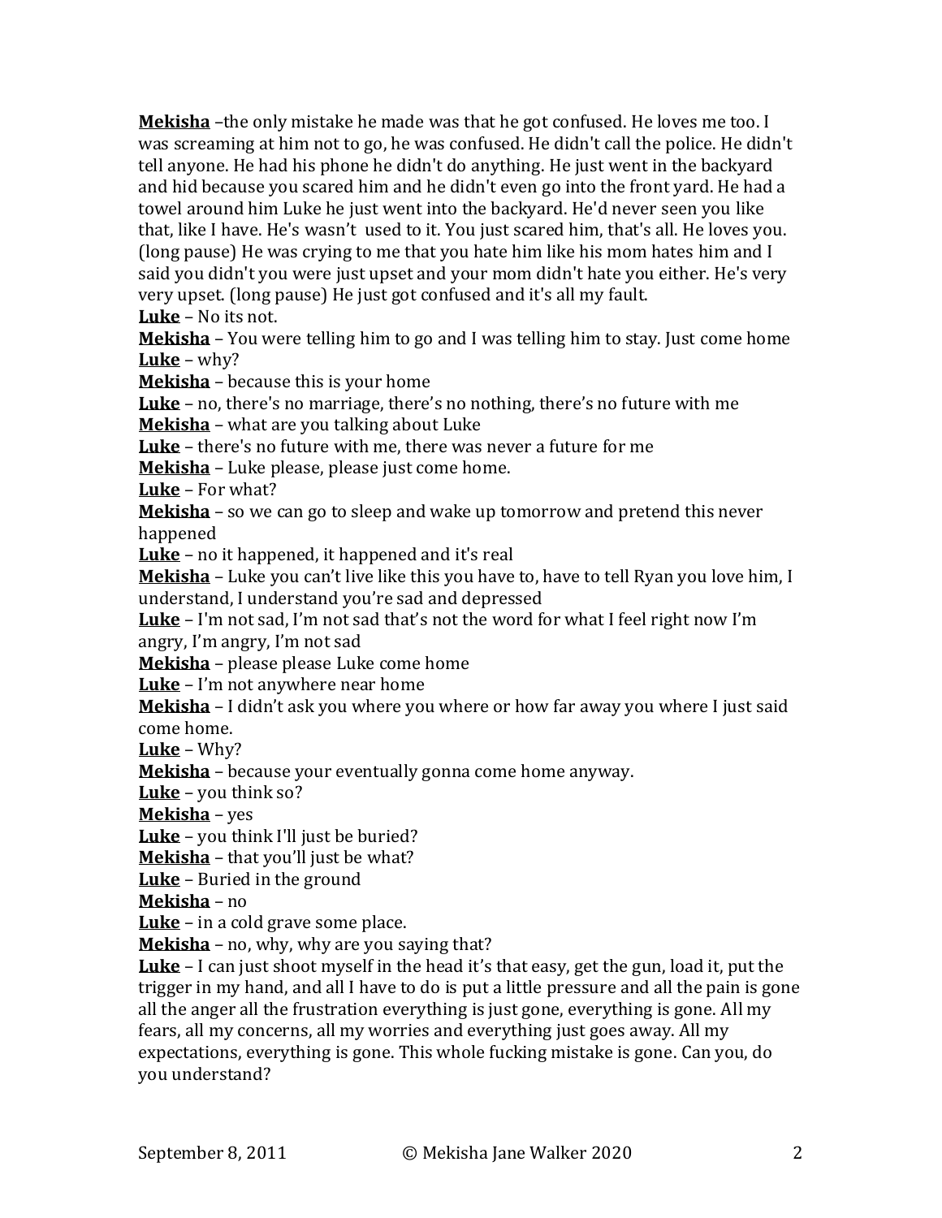**Mekisha** –the only mistake he made was that he got confused. He loves me too. I was screaming at him not to go, he was confused. He didn't call the police. He didn't tell anyone. He had his phone he didn't do anything. He just went in the backyard and hid because you scared him and he didn't even go into the front yard. He had a towel around him Luke he just went into the backyard. He'd never seen you like that, like I have. He's wasn't used to it. You just scared him, that's all. He loves you. (long pause) He was crying to me that you hate him like his mom hates him and I said you didn't you were just upset and your mom didn't hate you either. He's very very upset. (long pause) He just got confused and it's all my fault.

**Luke** – No its not.

**Mekisha** – You were telling him to go and I was telling him to stay. Just come home

**Luke** – why?

**Mekisha** – because this is your home

**Luke** – no, there's no marriage, there's no nothing, there's no future with me

**Mekisha** – what are you talking about Luke

**Luke** – there's no future with me, there was never a future for me

**Mekisha** – Luke please, please just come home.

**Luke** – For what?

**Mekisha** – so we can go to sleep and wake up tomorrow and pretend this never happened

**Luke** – no it happened, it happened and it's real

**Mekisha** – Luke you can't live like this you have to, have to tell Ryan you love him, I understand, I understand you're sad and depressed

**Luke** – I'm not sad, I'm not sad that's not the word for what I feel right now I'm angry, I'm angry, I'm not sad

**Mekisha** – please please Luke come home

**Luke** – I'm not anywhere near home

**Mekisha** – I didn't ask you where you where or how far away you where I just said come home.

**Luke** – Why?

**Mekisha** – because your eventually gonna come home anyway.

**Luke** – you think so?

**Mekisha** – yes

**Luke** – you think I'll just be buried?

**Mekisha** – that you'll just be what?

**Luke** – Buried in the ground

**Mekisha** – no

**Luke** – in a cold grave some place.

**Mekisha** – no, why, why are you saying that?

**Luke** – I can just shoot myself in the head it's that easy, get the gun, load it, put the trigger in my hand, and all I have to do is put a little pressure and all the pain is gone all the anger all the frustration everything is just gone, everything is gone. All my fears, all my concerns, all my worries and everything just goes away. All my expectations, everything is gone. This whole fucking mistake is gone. Can you, do you understand?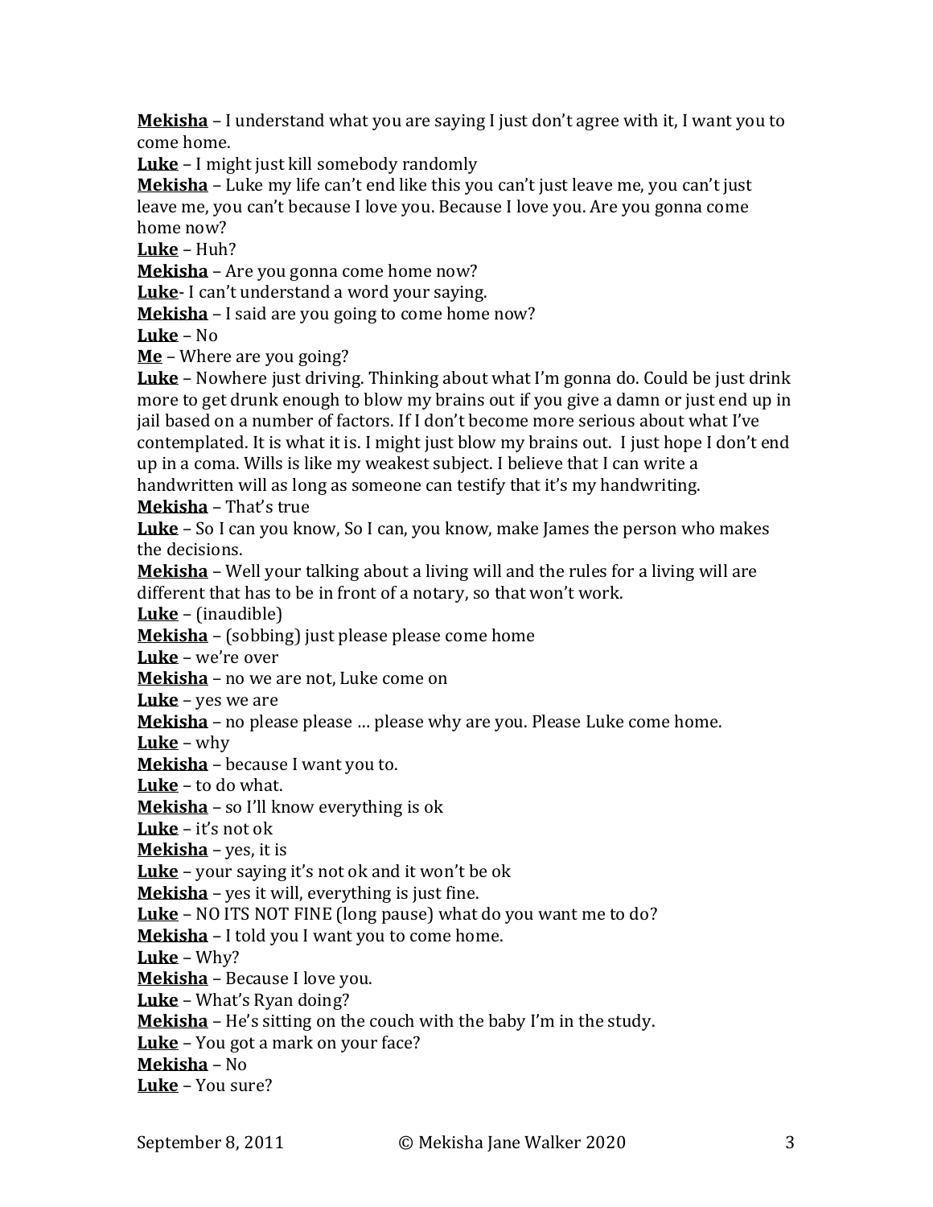**Mekisha** – I understand what you are saying I just don't agree with it, I want you to come home.

**Luke** – I might just kill somebody randomly

**Mekisha** – Luke my life can't end like this you can't just leave me, you can't just leave me, you can't because I love you. Because I love you. Are you gonna come home now?

**Luke** – Huh?

**Mekisha** – Are you gonna come home now?

**Luke**- I can't understand a word your saying.

**Mekisha** – I said are you going to come home now?

**Luke** – No

**Me** – Where are you going?

**Luke** – Nowhere just driving. Thinking about what I'm gonna do. Could be just drink more to get drunk enough to blow my brains out if you give a damn or just end up in jail based on a number of factors. If I don't become more serious about what I've contemplated. It is what it is. I might just blow my brains out. I just hope I don't end up in a coma. Wills is like my weakest subject. I believe that I can write a handwritten will as long as someone can testify that it's my handwriting.

**Mekisha** – That's true

**Luke** – So I can you know, So I can, you know, make James the person who makes the decisions.

**Mekisha** – Well your talking about a living will and the rules for a living will are different that has to be in front of a notary, so that won't work.

**Luke** – (inaudible)

**Mekisha** – (sobbing) just please please come home

**Luke** – we're over

**Mekisha** – no we are not, Luke come on

**Luke** – yes we are

**Mekisha** – no please please … please why are you. Please Luke come home.

**Luke** – why

**Mekisha** – because I want you to.

**Luke** – to do what.

**Mekisha** – so I'll know everything is ok

**Luke** – it's not ok

**Mekisha** – yes, it is

**Luke** – your saying it's not ok and it won't be ok

**Mekisha** – yes it will, everything is just fine.

**Luke** – NO ITS NOT FINE (long pause) what do you want me to do?

**Mekisha** – I told you I want you to come home.

**Luke** – Why?

**Mekisha** – Because I love you.

**Luke** – What's Ryan doing?

**Mekisha** – He's sitting on the couch with the baby I'm in the study.

**Luke** – You got a mark on your face?

**Mekisha** – No

**Luke** – You sure?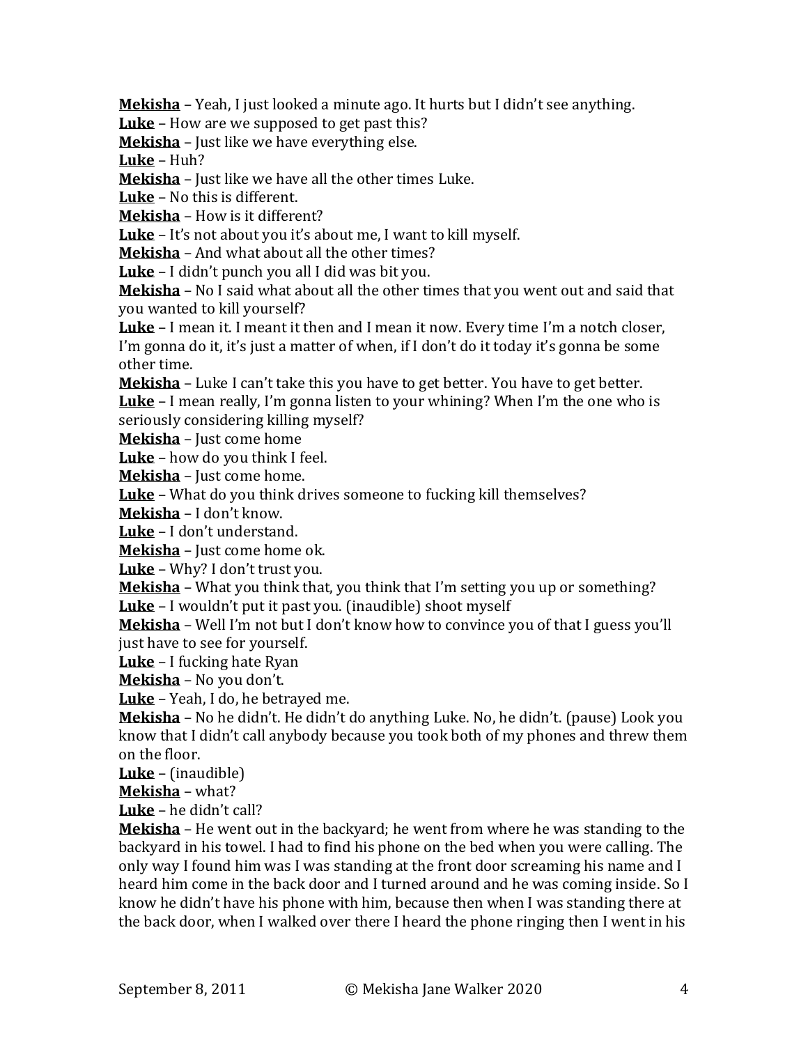**Mekisha** – Yeah, I just looked a minute ago. It hurts but I didn't see anything.
**Luke** – How are we supposed to get past this?
**Mekisha** – Just like we have everything else.
**Luke** – Huh?
**Mekisha** – Just like we have all the other times Luke.
**Luke** – No this is different.
**Mekisha** – How is it different?
**Luke** – It's not about you it's about me, I want to kill myself.
**Mekisha** – And what about all the other times?
**Luke** – I didn't punch you all I did was bit you.
**Mekisha** – No I said what about all the other times that you went out and said that you wanted to kill yourself?
**Luke** – I mean it. I meant it then and I mean it now. Every time I'm a notch closer, I'm gonna do it, it's just a matter of when, if I don't do it today it's gonna be some other time.
**Mekisha** – Luke I can't take this you have to get better. You have to get better.
**Luke** – I mean really, I'm gonna listen to your whining? When I'm the one who is seriously considering killing myself?
**Mekisha** – Just come home
**Luke** – how do you think I feel.
**Mekisha** – Just come home.
**Luke** – What do you think drives someone to fucking kill themselves?
**Mekisha** – I don't know.
**Luke** – I don't understand.
**Mekisha** – Just come home ok.
**Luke** – Why? I don't trust you.
**Mekisha** – What you think that, you think that I'm setting you up or something?
**Luke** – I wouldn't put it past you. (inaudible) shoot myself
**Mekisha** – Well I'm not but I don't know how to convince you of that I guess you'll just have to see for yourself.
**Luke** – I fucking hate Ryan
**Mekisha** – No you don't.
**Luke** – Yeah, I do, he betrayed me.
**Mekisha** – No he didn't. He didn't do anything Luke. No, he didn't. (pause) Look you know that I didn't call anybody because you took both of my phones and threw them on the floor.
**Luke** – (inaudible)
**Mekisha** – what?
**Luke** – he didn't call?
**Mekisha** – He went out in the backyard; he went from where he was standing to the backyard in his towel. I had to find his phone on the bed when you were calling. The only way I found him was I was standing at the front door screaming his name and I heard him come in the back door and I turned around and he was coming inside. So I know he didn't have his phone with him, because then when I was standing there at the back door, when I walked over there I heard the phone ringing then I went in his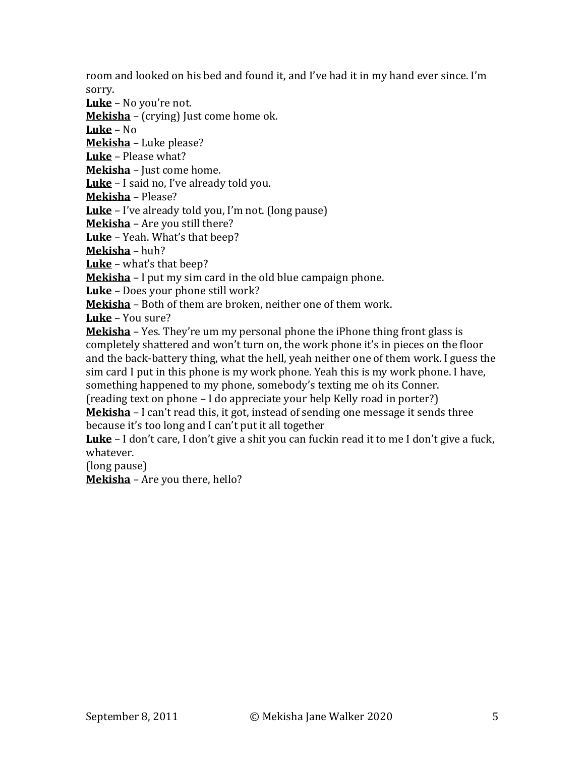room and looked on his bed and found it, and I've had it in my hand ever since. I'm sorry.

**Luke** – No you're not.

**Mekisha** – (crying) Just come home ok.

**Luke** – No

**Mekisha** – Luke please?

**Luke** – Please what?

**Mekisha** – Just come home.

**Luke** – I said no, I've already told you.

**Mekisha** – Please?

**Luke** – I've already told you, I'm not. (long pause)

**Mekisha** – Are you still there?

**Luke** – Yeah. What's that beep?

**Mekisha** – huh?

**Luke** – what's that beep?

**Mekisha** – I put my sim card in the old blue campaign phone.

**Luke** – Does your phone still work?

**Mekisha** – Both of them are broken, neither one of them work.

**Luke** – You sure?

**Mekisha** – Yes. They're um my personal phone the iPhone thing front glass is completely shattered and won't turn on, the work phone it's in pieces on the floor and the back-battery thing, what the hell, yeah neither one of them work. I guess the sim card I put in this phone is my work phone. Yeah this is my work phone. I have, something happened to my phone, somebody's texting me oh its Conner.
(reading text on phone – I do appreciate your help Kelly road in porter?)

**Mekisha** – I can't read this, it got, instead of sending one message it sends three because it's too long and I can't put it all together

**Luke** – I don't care, I don't give a shit you can fuckin read it to me I don't give a fuck, whatever.
(long pause)

**Mekisha** – Are you there, hello?